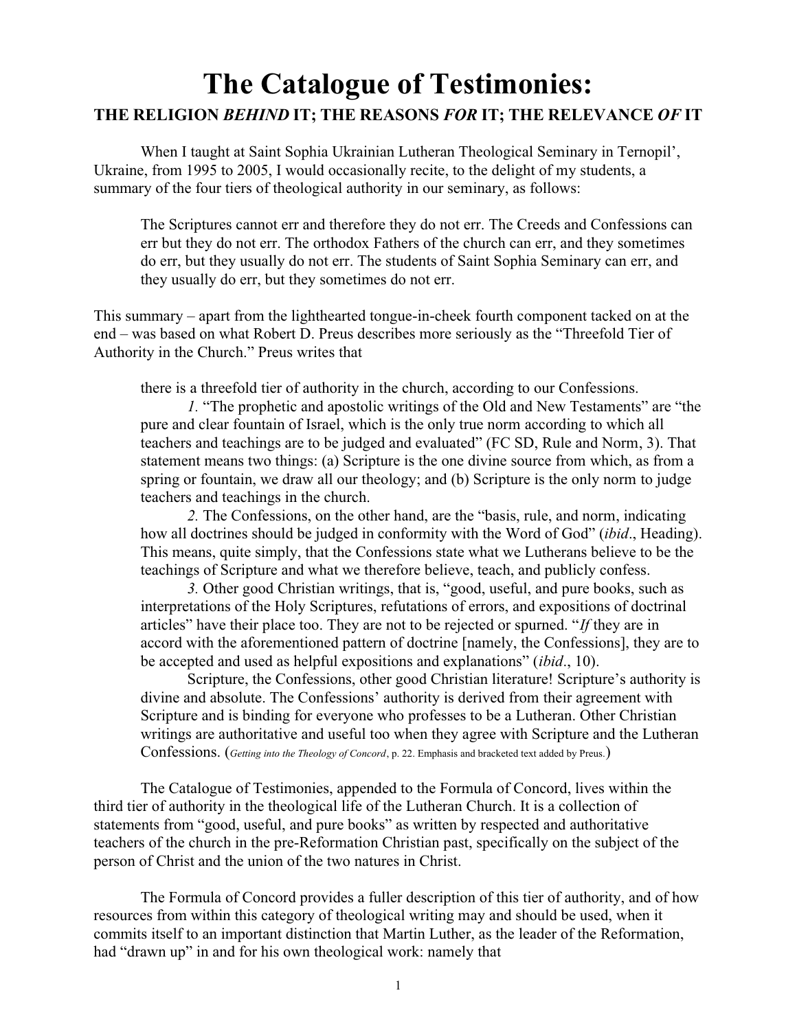# The Catalogue of Testimonies:

## THE RELIGION *BEHIND* IT; THE REASONS *FOR* IT; THE RELEVANCE *OF* IT

When I taught at Saint Sophia Ukrainian Lutheran Theological Seminary in Ternopil', Ukraine, from 1995 to 2005, I would occasionally recite, to the delight of my students, a summary of the four tiers of theological authority in our seminary, as follows:

> The Scriptures cannot err and therefore they do not err. The Creeds and Confessions can err but they do not err. The orthodox Fathers of the church can err, and they sometimes do err, but they usually do not err. The students of Saint Sophia Seminary can err, and they usually do err, but they sometimes do not err.

This summary – apart from the lighthearted tongue-in-cheek fourth component tacked on at the end – was based on what Robert D. Preus describes more seriously as the "Threefold Tier of Authority in the Church." Preus writes that

> there is a threefold tier of authority in the church, according to our Confessions.
>
> *1*. "The prophetic and apostolic writings of the Old and New Testaments" are "the pure and clear fountain of Israel, which is the only true norm according to which all teachers and teachings are to be judged and evaluated" (FC SD, Rule and Norm, 3). That statement means two things: (a) Scripture is the one divine source from which, as from a spring or fountain, we draw all our theology; and (b) Scripture is the only norm to judge teachers and teachings in the church.
>
> *2*. The Confessions, on the other hand, are the "basis, rule, and norm, indicating how all doctrines should be judged in conformity with the Word of God" (*ibid*., Heading). This means, quite simply, that the Confessions state what we Lutherans believe to be the teachings of Scripture and what we therefore believe, teach, and publicly confess.
>
> *3*. Other good Christian writings, that is, "good, useful, and pure books, such as interpretations of the Holy Scriptures, refutations of errors, and expositions of doctrinal articles" have their place too. They are not to be rejected or spurned. "*If* they are in accord with the aforementioned pattern of doctrine [namely, the Confessions], they are to be accepted and used as helpful expositions and explanations" (*ibid*., 10).
>
> Scripture, the Confessions, other good Christian literature! Scripture's authority is divine and absolute. The Confessions' authority is derived from their agreement with Scripture and is binding for everyone who professes to be a Lutheran. Other Christian writings are authoritative and useful too when they agree with Scripture and the Lutheran Confessions. (*Getting into the Theology of Concord*, p. 22. Emphasis and bracketed text added by Preus.)

The Catalogue of Testimonies, appended to the Formula of Concord, lives within the third tier of authority in the theological life of the Lutheran Church. It is a collection of statements from "good, useful, and pure books" as written by respected and authoritative teachers of the church in the pre-Reformation Christian past, specifically on the subject of the person of Christ and the union of the two natures in Christ.

The Formula of Concord provides a fuller description of this tier of authority, and of how resources from within this category of theological writing may and should be used, when it commits itself to an important distinction that Martin Luther, as the leader of the Reformation, had "drawn up" in and for his own theological work: namely that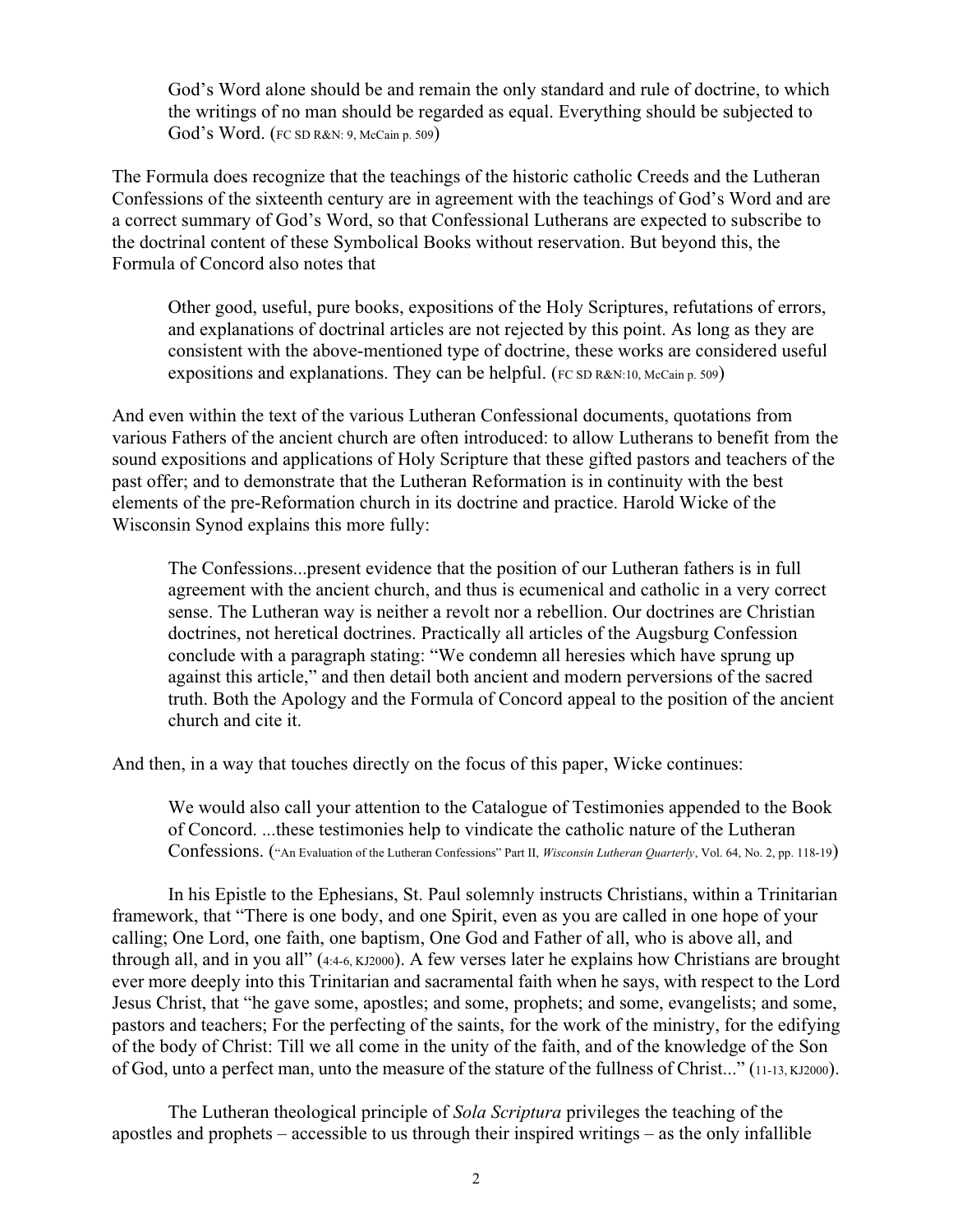> God's Word alone should be and remain the only standard and rule of doctrine, to which the writings of no man should be regarded as equal. Everything should be subjected to God's Word. (FC SD R&N: 9, McCain p. 509)

The Formula does recognize that the teachings of the historic catholic Creeds and the Lutheran Confessions of the sixteenth century are in agreement with the teachings of God's Word and are a correct summary of God's Word, so that Confessional Lutherans are expected to subscribe to the doctrinal content of these Symbolical Books without reservation. But beyond this, the Formula of Concord also notes that

> Other good, useful, pure books, expositions of the Holy Scriptures, refutations of errors, and explanations of doctrinal articles are not rejected by this point. As long as they are consistent with the above-mentioned type of doctrine, these works are considered useful expositions and explanations. They can be helpful. (FC SD R&N:10, McCain p. 509)

And even within the text of the various Lutheran Confessional documents, quotations from various Fathers of the ancient church are often introduced: to allow Lutherans to benefit from the sound expositions and applications of Holy Scripture that these gifted pastors and teachers of the past offer; and to demonstrate that the Lutheran Reformation is in continuity with the best elements of the pre-Reformation church in its doctrine and practice. Harold Wicke of the Wisconsin Synod explains this more fully:

> The Confessions...present evidence that the position of our Lutheran fathers is in full agreement with the ancient church, and thus is ecumenical and catholic in a very correct sense. The Lutheran way is neither a revolt nor a rebellion. Our doctrines are Christian doctrines, not heretical doctrines. Practically all articles of the Augsburg Confession conclude with a paragraph stating: "We condemn all heresies which have sprung up against this article," and then detail both ancient and modern perversions of the sacred truth. Both the Apology and the Formula of Concord appeal to the position of the ancient church and cite it.

And then, in a way that touches directly on the focus of this paper, Wicke continues:

> We would also call your attention to the Catalogue of Testimonies appended to the Book of Concord. ...these testimonies help to vindicate the catholic nature of the Lutheran Confessions. ("An Evaluation of the Lutheran Confessions" Part II, *Wisconsin Lutheran Quarterly*, Vol. 64, No. 2, pp. 118-19)

In his Epistle to the Ephesians, St. Paul solemnly instructs Christians, within a Trinitarian framework, that "There is one body, and one Spirit, even as you are called in one hope of your calling; One Lord, one faith, one baptism, One God and Father of all, who is above all, and through all, and in you all" (4:4-6, KJ2000). A few verses later he explains how Christians are brought ever more deeply into this Trinitarian and sacramental faith when he says, with respect to the Lord Jesus Christ, that "he gave some, apostles; and some, prophets; and some, evangelists; and some, pastors and teachers; For the perfecting of the saints, for the work of the ministry, for the edifying of the body of Christ: Till we all come in the unity of the faith, and of the knowledge of the Son of God, unto a perfect man, unto the measure of the stature of the fullness of Christ..." (11-13, KJ2000).

The Lutheran theological principle of *Sola Scriptura* privileges the teaching of the apostles and prophets – accessible to us through their inspired writings – as the only infallible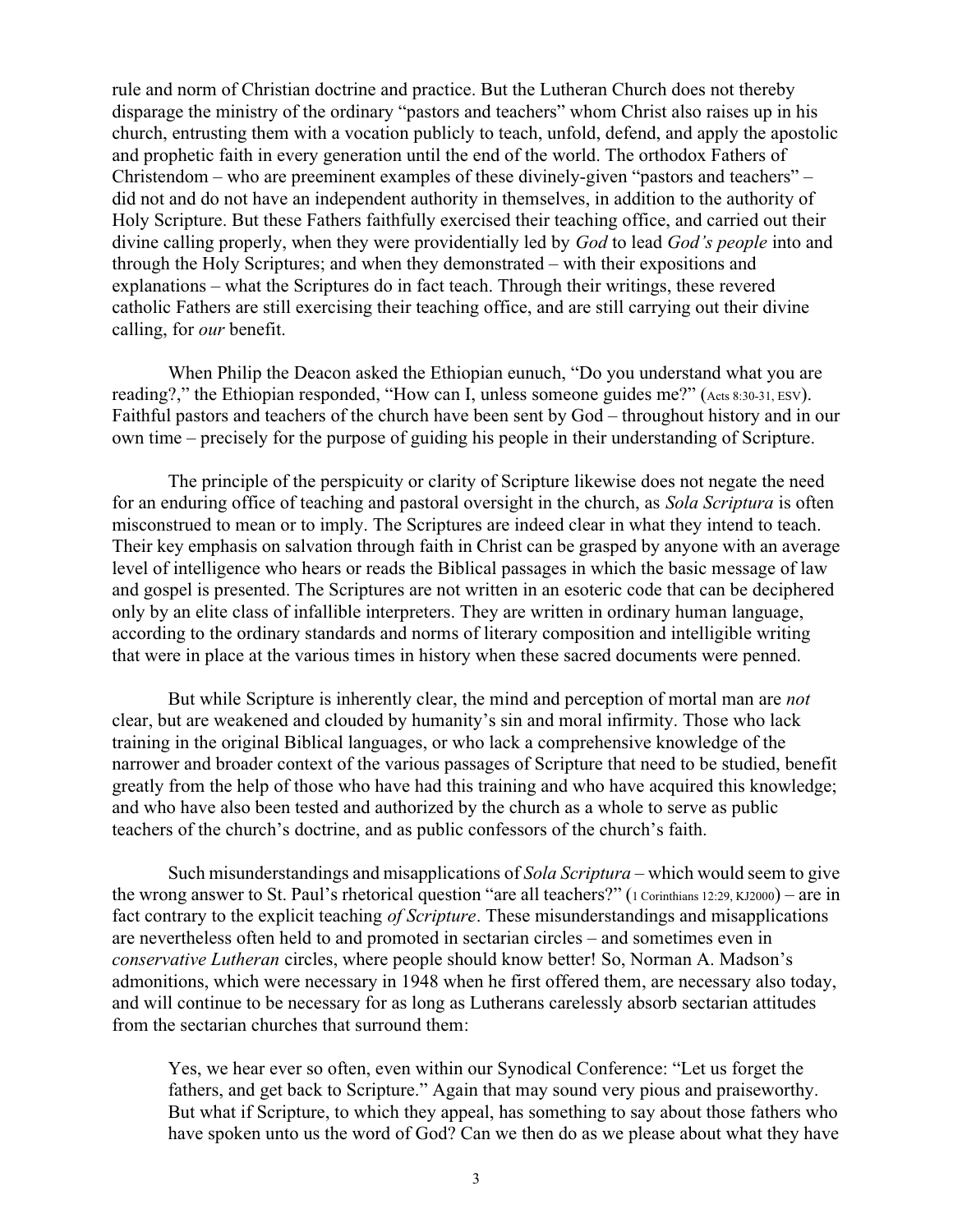rule and norm of Christian doctrine and practice. But the Lutheran Church does not thereby disparage the ministry of the ordinary "pastors and teachers" whom Christ also raises up in his church, entrusting them with a vocation publicly to teach, unfold, defend, and apply the apostolic and prophetic faith in every generation until the end of the world. The orthodox Fathers of Christendom – who are preeminent examples of these divinely-given "pastors and teachers" – did not and do not have an independent authority in themselves, in addition to the authority of Holy Scripture. But these Fathers faithfully exercised their teaching office, and carried out their divine calling properly, when they were providentially led by *God* to lead *God's people* into and through the Holy Scriptures; and when they demonstrated – with their expositions and explanations – what the Scriptures do in fact teach. Through their writings, these revered catholic Fathers are still exercising their teaching office, and are still carrying out their divine calling, for *our* benefit.

When Philip the Deacon asked the Ethiopian eunuch, "Do you understand what you are reading?," the Ethiopian responded, "How can I, unless someone guides me?" (Acts 8:30-31, ESV). Faithful pastors and teachers of the church have been sent by God – throughout history and in our own time – precisely for the purpose of guiding his people in their understanding of Scripture.

The principle of the perspicuity or clarity of Scripture likewise does not negate the need for an enduring office of teaching and pastoral oversight in the church, as *Sola Scriptura* is often misconstrued to mean or to imply. The Scriptures are indeed clear in what they intend to teach. Their key emphasis on salvation through faith in Christ can be grasped by anyone with an average level of intelligence who hears or reads the Biblical passages in which the basic message of law and gospel is presented. The Scriptures are not written in an esoteric code that can be deciphered only by an elite class of infallible interpreters. They are written in ordinary human language, according to the ordinary standards and norms of literary composition and intelligible writing that were in place at the various times in history when these sacred documents were penned.

But while Scripture is inherently clear, the mind and perception of mortal man are *not* clear, but are weakened and clouded by humanity's sin and moral infirmity. Those who lack training in the original Biblical languages, or who lack a comprehensive knowledge of the narrower and broader context of the various passages of Scripture that need to be studied, benefit greatly from the help of those who have had this training and who have acquired this knowledge; and who have also been tested and authorized by the church as a whole to serve as public teachers of the church's doctrine, and as public confessors of the church's faith.

Such misunderstandings and misapplications of *Sola Scriptura* – which would seem to give the wrong answer to St. Paul's rhetorical question "are all teachers?" (1 Corinthians 12:29, KJ2000) – are in fact contrary to the explicit teaching *of Scripture*. These misunderstandings and misapplications are nevertheless often held to and promoted in sectarian circles – and sometimes even in *conservative Lutheran* circles, where people should know better! So, Norman A. Madson's admonitions, which were necessary in 1948 when he first offered them, are necessary also today, and will continue to be necessary for as long as Lutherans carelessly absorb sectarian attitudes from the sectarian churches that surround them:

> Yes, we hear ever so often, even within our Synodical Conference: "Let us forget the fathers, and get back to Scripture." Again that may sound very pious and praiseworthy. But what if Scripture, to which they appeal, has something to say about those fathers who have spoken unto us the word of God? Can we then do as we please about what they have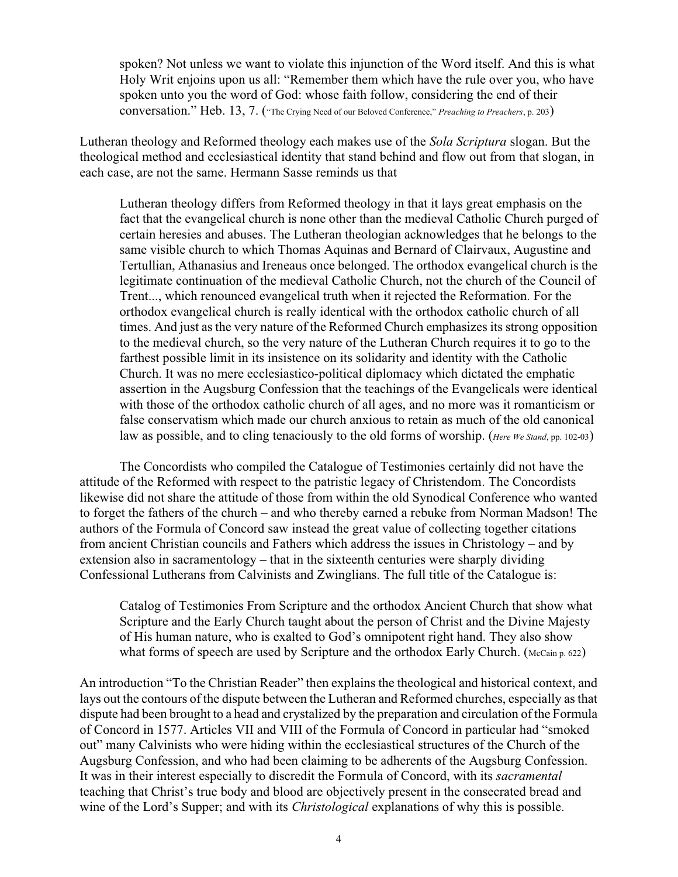> spoken? Not unless we want to violate this injunction of the Word itself. And this is what Holy Writ enjoins upon us all: "Remember them which have the rule over you, who have spoken unto you the word of God: whose faith follow, considering the end of their conversation." Heb. 13, 7. ("The Crying Need of our Beloved Conference," *Preaching to Preachers*, p. 203)

Lutheran theology and Reformed theology each makes use of the *Sola Scriptura* slogan. But the theological method and ecclesiastical identity that stand behind and flow out from that slogan, in each case, are not the same. Hermann Sasse reminds us that

> Lutheran theology differs from Reformed theology in that it lays great emphasis on the fact that the evangelical church is none other than the medieval Catholic Church purged of certain heresies and abuses. The Lutheran theologian acknowledges that he belongs to the same visible church to which Thomas Aquinas and Bernard of Clairvaux, Augustine and Tertullian, Athanasius and Ireneaus once belonged. The orthodox evangelical church is the legitimate continuation of the medieval Catholic Church, not the church of the Council of Trent..., which renounced evangelical truth when it rejected the Reformation. For the orthodox evangelical church is really identical with the orthodox catholic church of all times. And just as the very nature of the Reformed Church emphasizes its strong opposition to the medieval church, so the very nature of the Lutheran Church requires it to go to the farthest possible limit in its insistence on its solidarity and identity with the Catholic Church. It was no mere ecclesiastico-political diplomacy which dictated the emphatic assertion in the Augsburg Confession that the teachings of the Evangelicals were identical with those of the orthodox catholic church of all ages, and no more was it romanticism or false conservatism which made our church anxious to retain as much of the old canonical law as possible, and to cling tenaciously to the old forms of worship. (*Here We Stand*, pp. 102-03)

The Concordists who compiled the Catalogue of Testimonies certainly did not have the attitude of the Reformed with respect to the patristic legacy of Christendom. The Concordists likewise did not share the attitude of those from within the old Synodical Conference who wanted to forget the fathers of the church – and who thereby earned a rebuke from Norman Madson! The authors of the Formula of Concord saw instead the great value of collecting together citations from ancient Christian councils and Fathers which address the issues in Christology – and by extension also in sacramentology – that in the sixteenth centuries were sharply dividing Confessional Lutherans from Calvinists and Zwinglians. The full title of the Catalogue is:

> Catalog of Testimonies From Scripture and the orthodox Ancient Church that show what Scripture and the Early Church taught about the person of Christ and the Divine Majesty of His human nature, who is exalted to God's omnipotent right hand. They also show what forms of speech are used by Scripture and the orthodox Early Church. (McCain p. 622)

An introduction "To the Christian Reader" then explains the theological and historical context, and lays out the contours of the dispute between the Lutheran and Reformed churches, especially as that dispute had been brought to a head and crystalized by the preparation and circulation of the Formula of Concord in 1577. Articles VII and VIII of the Formula of Concord in particular had "smoked out" many Calvinists who were hiding within the ecclesiastical structures of the Church of the Augsburg Confession, and who had been claiming to be adherents of the Augsburg Confession. It was in their interest especially to discredit the Formula of Concord, with its *sacramental* teaching that Christ's true body and blood are objectively present in the consecrated bread and wine of the Lord's Supper; and with its *Christological* explanations of why this is possible.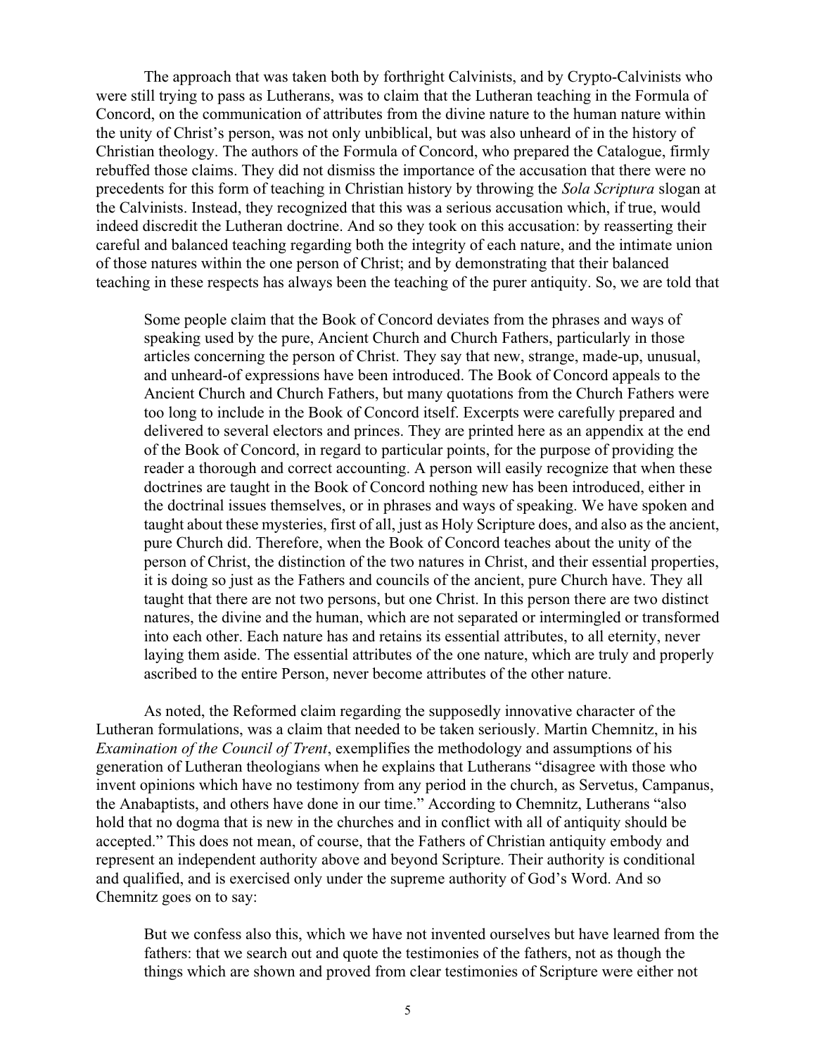The approach that was taken both by forthright Calvinists, and by Crypto-Calvinists who were still trying to pass as Lutherans, was to claim that the Lutheran teaching in the Formula of Concord, on the communication of attributes from the divine nature to the human nature within the unity of Christ's person, was not only unbiblical, but was also unheard of in the history of Christian theology. The authors of the Formula of Concord, who prepared the Catalogue, firmly rebuffed those claims. They did not dismiss the importance of the accusation that there were no precedents for this form of teaching in Christian history by throwing the *Sola Scriptura* slogan at the Calvinists. Instead, they recognized that this was a serious accusation which, if true, would indeed discredit the Lutheran doctrine. And so they took on this accusation: by reasserting their careful and balanced teaching regarding both the integrity of each nature, and the intimate union of those natures within the one person of Christ; and by demonstrating that their balanced teaching in these respects has always been the teaching of the purer antiquity. So, we are told that

> Some people claim that the Book of Concord deviates from the phrases and ways of speaking used by the pure, Ancient Church and Church Fathers, particularly in those articles concerning the person of Christ. They say that new, strange, made-up, unusual, and unheard-of expressions have been introduced. The Book of Concord appeals to the Ancient Church and Church Fathers, but many quotations from the Church Fathers were too long to include in the Book of Concord itself. Excerpts were carefully prepared and delivered to several electors and princes. They are printed here as an appendix at the end of the Book of Concord, in regard to particular points, for the purpose of providing the reader a thorough and correct accounting. A person will easily recognize that when these doctrines are taught in the Book of Concord nothing new has been introduced, either in the doctrinal issues themselves, or in phrases and ways of speaking. We have spoken and taught about these mysteries, first of all, just as Holy Scripture does, and also as the ancient, pure Church did. Therefore, when the Book of Concord teaches about the unity of the person of Christ, the distinction of the two natures in Christ, and their essential properties, it is doing so just as the Fathers and councils of the ancient, pure Church have. They all taught that there are not two persons, but one Christ. In this person there are two distinct natures, the divine and the human, which are not separated or intermingled or transformed into each other. Each nature has and retains its essential attributes, to all eternity, never laying them aside. The essential attributes of the one nature, which are truly and properly ascribed to the entire Person, never become attributes of the other nature.

As noted, the Reformed claim regarding the supposedly innovative character of the Lutheran formulations, was a claim that needed to be taken seriously. Martin Chemnitz, in his *Examination of the Council of Trent*, exemplifies the methodology and assumptions of his generation of Lutheran theologians when he explains that Lutherans "disagree with those who invent opinions which have no testimony from any period in the church, as Servetus, Campanus, the Anabaptists, and others have done in our time." According to Chemnitz, Lutherans "also hold that no dogma that is new in the churches and in conflict with all of antiquity should be accepted." This does not mean, of course, that the Fathers of Christian antiquity embody and represent an independent authority above and beyond Scripture. Their authority is conditional and qualified, and is exercised only under the supreme authority of God's Word. And so Chemnitz goes on to say:

> But we confess also this, which we have not invented ourselves but have learned from the fathers: that we search out and quote the testimonies of the fathers, not as though the things which are shown and proved from clear testimonies of Scripture were either not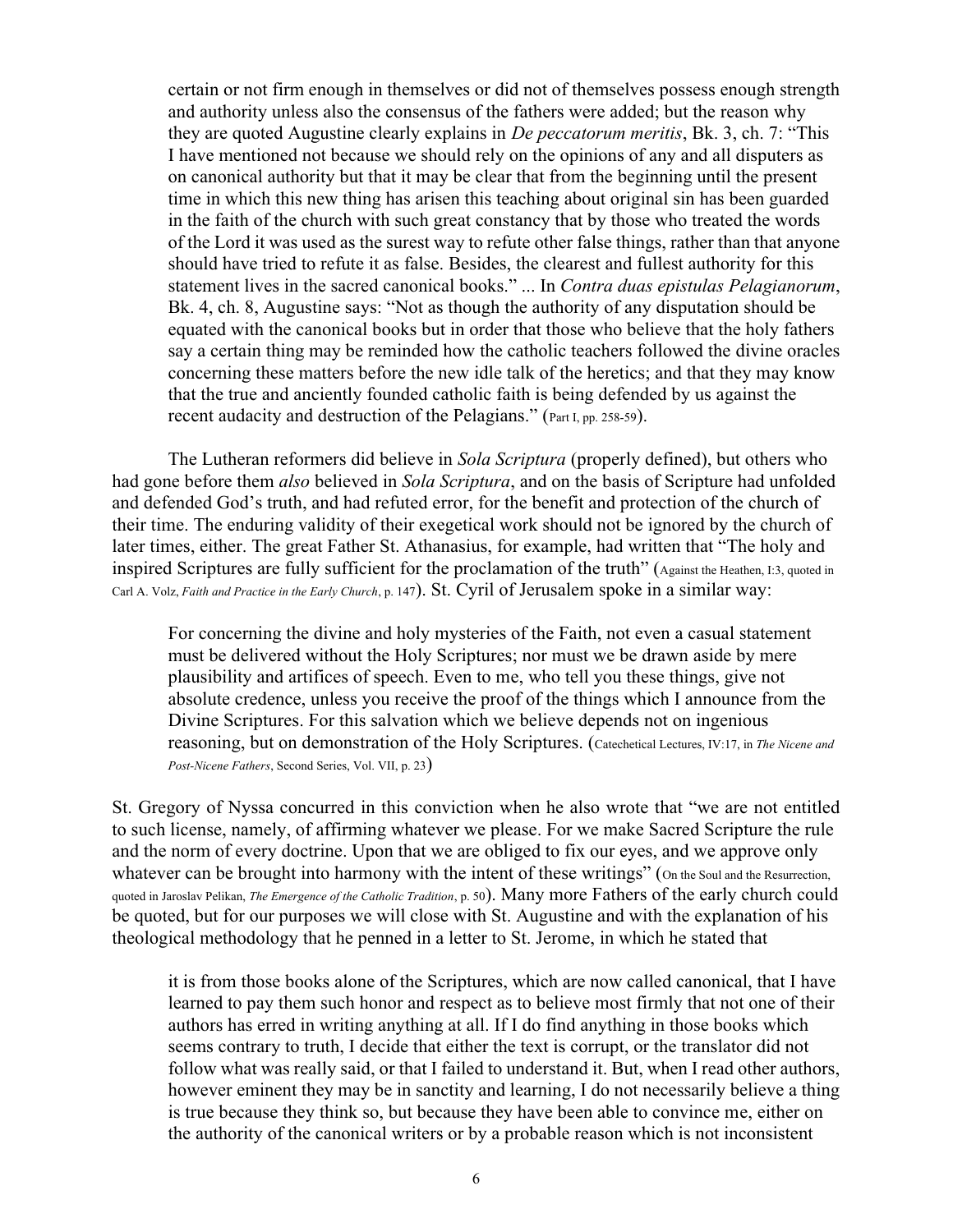> certain or not firm enough in themselves or did not of themselves possess enough strength and authority unless also the consensus of the fathers were added; but the reason why they are quoted Augustine clearly explains in *De peccatorum meritis*, Bk. 3, ch. 7: "This I have mentioned not because we should rely on the opinions of any and all disputers as on canonical authority but that it may be clear that from the beginning until the present time in which this new thing has arisen this teaching about original sin has been guarded in the faith of the church with such great constancy that by those who treated the words of the Lord it was used as the surest way to refute other false things, rather than that anyone should have tried to refute it as false. Besides, the clearest and fullest authority for this statement lives in the sacred canonical books." ... In *Contra duas epistulas Pelagianorum*, Bk. 4, ch. 8, Augustine says: "Not as though the authority of any disputation should be equated with the canonical books but in order that those who believe that the holy fathers say a certain thing may be reminded how the catholic teachers followed the divine oracles concerning these matters before the new idle talk of the heretics; and that they may know that the true and anciently founded catholic faith is being defended by us against the recent audacity and destruction of the Pelagians." (Part I, pp. 258-59).

The Lutheran reformers did believe in *Sola Scriptura* (properly defined), but others who had gone before them *also* believed in *Sola Scriptura*, and on the basis of Scripture had unfolded and defended God's truth, and had refuted error, for the benefit and protection of the church of their time. The enduring validity of their exegetical work should not be ignored by the church of later times, either. The great Father St. Athanasius, for example, had written that "The holy and inspired Scriptures are fully sufficient for the proclamation of the truth" (Against the Heathen, I:3, quoted in Carl A. Volz, *Faith and Practice in the Early Church*, p. 147). St. Cyril of Jerusalem spoke in a similar way:

> For concerning the divine and holy mysteries of the Faith, not even a casual statement must be delivered without the Holy Scriptures; nor must we be drawn aside by mere plausibility and artifices of speech. Even to me, who tell you these things, give not absolute credence, unless you receive the proof of the things which I announce from the Divine Scriptures. For this salvation which we believe depends not on ingenious reasoning, but on demonstration of the Holy Scriptures. (Catechetical Lectures, IV:17, in *The Nicene and Post-Nicene Fathers*, Second Series, Vol. VII, p. 23)

St. Gregory of Nyssa concurred in this conviction when he also wrote that "we are not entitled to such license, namely, of affirming whatever we please. For we make Sacred Scripture the rule and the norm of every doctrine. Upon that we are obliged to fix our eyes, and we approve only whatever can be brought into harmony with the intent of these writings" (On the Soul and the Resurrection, quoted in Jaroslav Pelikan, *The Emergence of the Catholic Tradition*, p. 50). Many more Fathers of the early church could be quoted, but for our purposes we will close with St. Augustine and with the explanation of his theological methodology that he penned in a letter to St. Jerome, in which he stated that

> it is from those books alone of the Scriptures, which are now called canonical, that I have learned to pay them such honor and respect as to believe most firmly that not one of their authors has erred in writing anything at all. If I do find anything in those books which seems contrary to truth, I decide that either the text is corrupt, or the translator did not follow what was really said, or that I failed to understand it. But, when I read other authors, however eminent they may be in sanctity and learning, I do not necessarily believe a thing is true because they think so, but because they have been able to convince me, either on the authority of the canonical writers or by a probable reason which is not inconsistent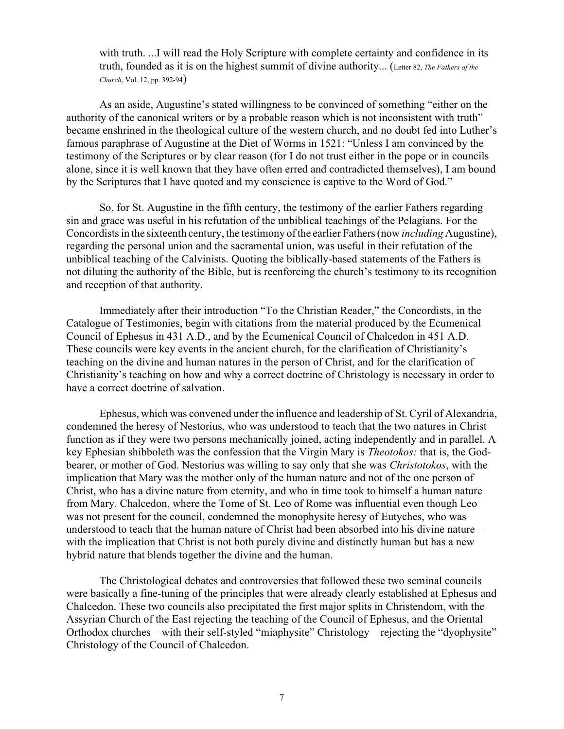> with truth. ...I will read the Holy Scripture with complete certainty and confidence in its truth, founded as it is on the highest summit of divine authority... (Letter 82, *The Fathers of the Church*, Vol. 12, pp. 392-94)

As an aside, Augustine's stated willingness to be convinced of something "either on the authority of the canonical writers or by a probable reason which is not inconsistent with truth" became enshrined in the theological culture of the western church, and no doubt fed into Luther's famous paraphrase of Augustine at the Diet of Worms in 1521: "Unless I am convinced by the testimony of the Scriptures or by clear reason (for I do not trust either in the pope or in councils alone, since it is well known that they have often erred and contradicted themselves), I am bound by the Scriptures that I have quoted and my conscience is captive to the Word of God."

So, for St. Augustine in the fifth century, the testimony of the earlier Fathers regarding sin and grace was useful in his refutation of the unbiblical teachings of the Pelagians. For the Concordists in the sixteenth century, the testimony of the earlier Fathers (now *including* Augustine), regarding the personal union and the sacramental union, was useful in their refutation of the unbiblical teaching of the Calvinists. Quoting the biblically-based statements of the Fathers is not diluting the authority of the Bible, but is reenforcing the church's testimony to its recognition and reception of that authority.

Immediately after their introduction "To the Christian Reader," the Concordists, in the Catalogue of Testimonies, begin with citations from the material produced by the Ecumenical Council of Ephesus in 431 A.D., and by the Ecumenical Council of Chalcedon in 451 A.D. These councils were key events in the ancient church, for the clarification of Christianity's teaching on the divine and human natures in the person of Christ, and for the clarification of Christianity's teaching on how and why a correct doctrine of Christology is necessary in order to have a correct doctrine of salvation.

Ephesus, which was convened under the influence and leadership of St. Cyril of Alexandria, condemned the heresy of Nestorius, who was understood to teach that the two natures in Christ function as if they were two persons mechanically joined, acting independently and in parallel. A key Ephesian shibboleth was the confession that the Virgin Mary is *Theotokos:* that is, the God-bearer, or mother of God. Nestorius was willing to say only that she was *Christotokos*, with the implication that Mary was the mother only of the human nature and not of the one person of Christ, who has a divine nature from eternity, and who in time took to himself a human nature from Mary. Chalcedon, where the Tome of St. Leo of Rome was influential even though Leo was not present for the council, condemned the monophysite heresy of Eutyches, who was understood to teach that the human nature of Christ had been absorbed into his divine nature – with the implication that Christ is not both purely divine and distinctly human but has a new hybrid nature that blends together the divine and the human.

The Christological debates and controversies that followed these two seminal councils were basically a fine-tuning of the principles that were already clearly established at Ephesus and Chalcedon. These two councils also precipitated the first major splits in Christendom, with the Assyrian Church of the East rejecting the teaching of the Council of Ephesus, and the Oriental Orthodox churches – with their self-styled "miaphysite" Christology – rejecting the "dyophysite" Christology of the Council of Chalcedon.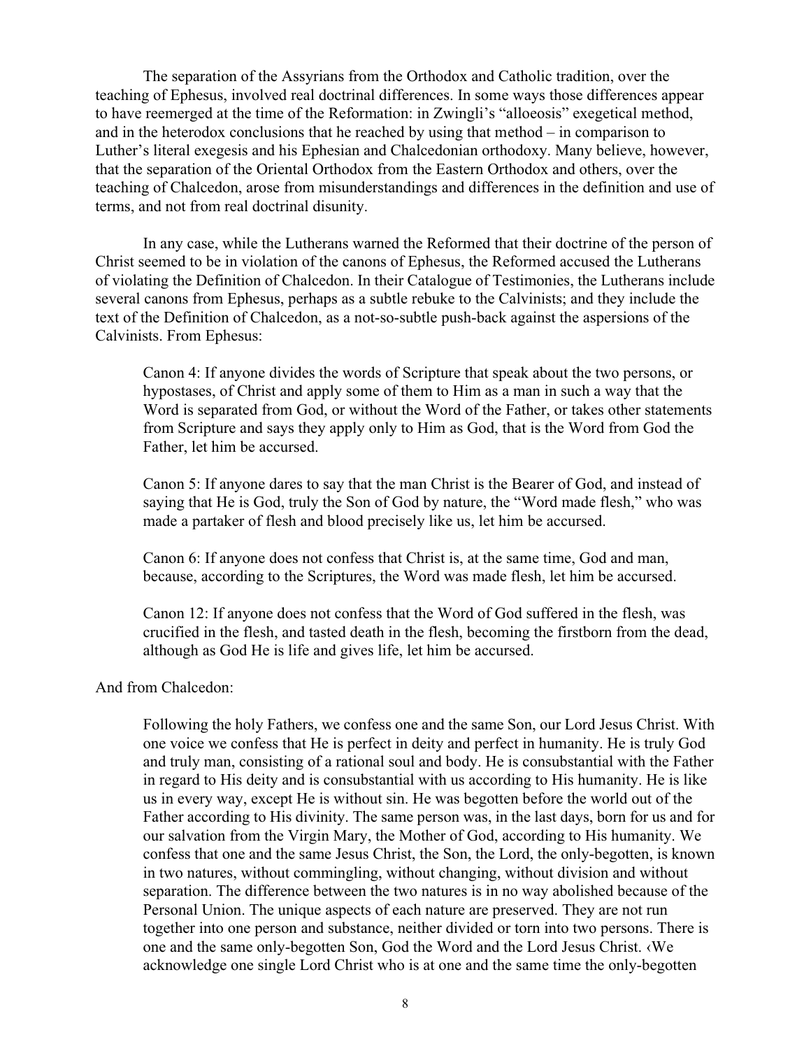The separation of the Assyrians from the Orthodox and Catholic tradition, over the teaching of Ephesus, involved real doctrinal differences. In some ways those differences appear to have reemerged at the time of the Reformation: in Zwingli's "alloeosis" exegetical method, and in the heterodox conclusions that he reached by using that method – in comparison to Luther's literal exegesis and his Ephesian and Chalcedonian orthodoxy. Many believe, however, that the separation of the Oriental Orthodox from the Eastern Orthodox and others, over the teaching of Chalcedon, arose from misunderstandings and differences in the definition and use of terms, and not from real doctrinal disunity.

In any case, while the Lutherans warned the Reformed that their doctrine of the person of Christ seemed to be in violation of the canons of Ephesus, the Reformed accused the Lutherans of violating the Definition of Chalcedon. In their Catalogue of Testimonies, the Lutherans include several canons from Ephesus, perhaps as a subtle rebuke to the Calvinists; and they include the text of the Definition of Chalcedon, as a not-so-subtle push-back against the aspersions of the Calvinists. From Ephesus:

> Canon 4: If anyone divides the words of Scripture that speak about the two persons, or hypostases, of Christ and apply some of them to Him as a man in such a way that the Word is separated from God, or without the Word of the Father, or takes other statements from Scripture and says they apply only to Him as God, that is the Word from God the Father, let him be accursed.
>
> Canon 5: If anyone dares to say that the man Christ is the Bearer of God, and instead of saying that He is God, truly the Son of God by nature, the "Word made flesh," who was made a partaker of flesh and blood precisely like us, let him be accursed.
>
> Canon 6: If anyone does not confess that Christ is, at the same time, God and man, because, according to the Scriptures, the Word was made flesh, let him be accursed.
>
> Canon 12: If anyone does not confess that the Word of God suffered in the flesh, was crucified in the flesh, and tasted death in the flesh, becoming the firstborn from the dead, although as God He is life and gives life, let him be accursed.

And from Chalcedon:

> Following the holy Fathers, we confess one and the same Son, our Lord Jesus Christ. With one voice we confess that He is perfect in deity and perfect in humanity. He is truly God and truly man, consisting of a rational soul and body. He is consubstantial with the Father in regard to His deity and is consubstantial with us according to His humanity. He is like us in every way, except He is without sin. He was begotten before the world out of the Father according to His divinity. The same person was, in the last days, born for us and for our salvation from the Virgin Mary, the Mother of God, according to His humanity. We confess that one and the same Jesus Christ, the Son, the Lord, the only-begotten, is known in two natures, without commingling, without changing, without division and without separation. The difference between the two natures is in no way abolished because of the Personal Union. The unique aspects of each nature are preserved. They are not run together into one person and substance, neither divided or torn into two persons. There is one and the same only-begotten Son, God the Word and the Lord Jesus Christ. ‹We acknowledge one single Lord Christ who is at one and the same time the only-begotten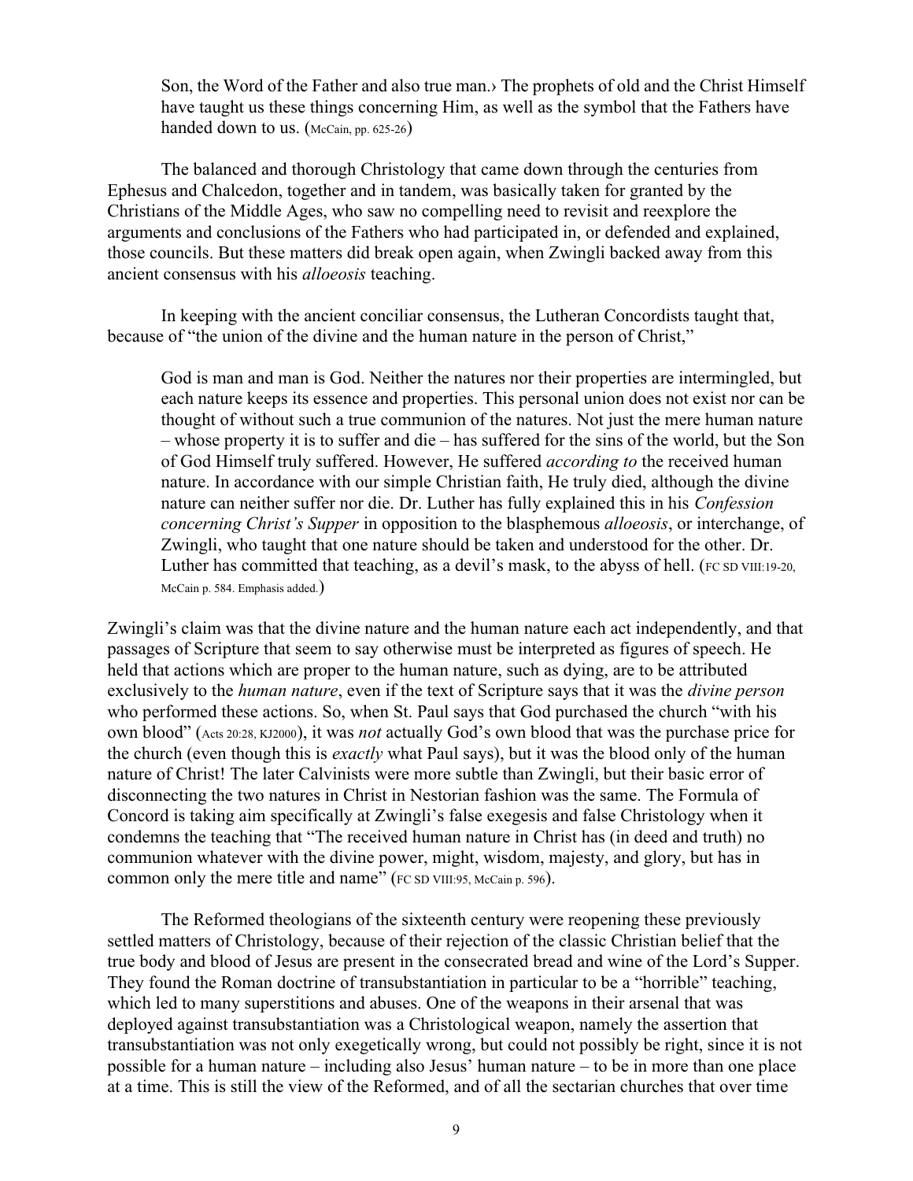> Son, the Word of the Father and also true man.› The prophets of old and the Christ Himself have taught us these things concerning Him, as well as the symbol that the Fathers have handed down to us. (McCain, pp. 625-26)

The balanced and thorough Christology that came down through the centuries from Ephesus and Chalcedon, together and in tandem, was basically taken for granted by the Christians of the Middle Ages, who saw no compelling need to revisit and reexplore the arguments and conclusions of the Fathers who had participated in, or defended and explained, those councils. But these matters did break open again, when Zwingli backed away from this ancient consensus with his *alloeosis* teaching.

In keeping with the ancient conciliar consensus, the Lutheran Concordists taught that, because of "the union of the divine and the human nature in the person of Christ,"

> God is man and man is God. Neither the natures nor their properties are intermingled, but each nature keeps its essence and properties. This personal union does not exist nor can be thought of without such a true communion of the natures. Not just the mere human nature – whose property it is to suffer and die – has suffered for the sins of the world, but the Son of God Himself truly suffered. However, He suffered *according to* the received human nature. In accordance with our simple Christian faith, He truly died, although the divine nature can neither suffer nor die. Dr. Luther has fully explained this in his *Confession concerning Christ's Supper* in opposition to the blasphemous *alloeosis*, or interchange, of Zwingli, who taught that one nature should be taken and understood for the other. Dr. Luther has committed that teaching, as a devil's mask, to the abyss of hell. (FC SD VIII:19-20, McCain p. 584. Emphasis added.)

Zwingli's claim was that the divine nature and the human nature each act independently, and that passages of Scripture that seem to say otherwise must be interpreted as figures of speech. He held that actions which are proper to the human nature, such as dying, are to be attributed exclusively to the *human nature*, even if the text of Scripture says that it was the *divine person* who performed these actions. So, when St. Paul says that God purchased the church "with his own blood" (Acts 20:28, KJ2000), it was *not* actually God's own blood that was the purchase price for the church (even though this is *exactly* what Paul says), but it was the blood only of the human nature of Christ! The later Calvinists were more subtle than Zwingli, but their basic error of disconnecting the two natures in Christ in Nestorian fashion was the same. The Formula of Concord is taking aim specifically at Zwingli's false exegesis and false Christology when it condemns the teaching that "The received human nature in Christ has (in deed and truth) no communion whatever with the divine power, might, wisdom, majesty, and glory, but has in common only the mere title and name" (FC SD VIII:95, McCain p. 596).

The Reformed theologians of the sixteenth century were reopening these previously settled matters of Christology, because of their rejection of the classic Christian belief that the true body and blood of Jesus are present in the consecrated bread and wine of the Lord's Supper. They found the Roman doctrine of transubstantiation in particular to be a "horrible" teaching, which led to many superstitions and abuses. One of the weapons in their arsenal that was deployed against transubstantiation was a Christological weapon, namely the assertion that transubstantiation was not only exegetically wrong, but could not possibly be right, since it is not possible for a human nature – including also Jesus' human nature – to be in more than one place at a time. This is still the view of the Reformed, and of all the sectarian churches that over time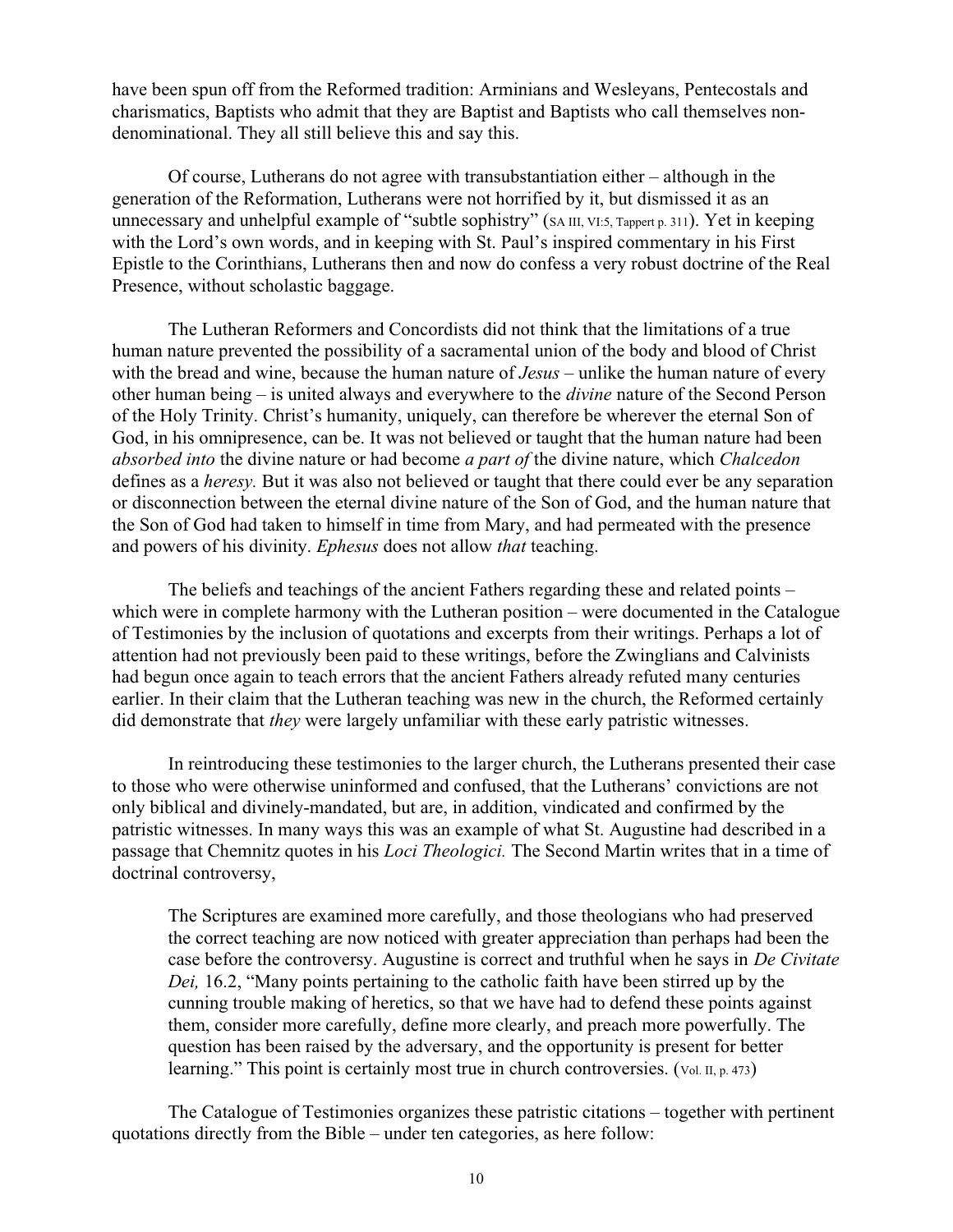have been spun off from the Reformed tradition: Arminians and Wesleyans, Pentecostals and charismatics, Baptists who admit that they are Baptist and Baptists who call themselves non-denominational. They all still believe this and say this.

Of course, Lutherans do not agree with transubstantiation either – although in the generation of the Reformation, Lutherans were not horrified by it, but dismissed it as an unnecessary and unhelpful example of "subtle sophistry" (SA III, VI:5, Tappert p. 311). Yet in keeping with the Lord's own words, and in keeping with St. Paul's inspired commentary in his First Epistle to the Corinthians, Lutherans then and now do confess a very robust doctrine of the Real Presence, without scholastic baggage.

The Lutheran Reformers and Concordists did not think that the limitations of a true human nature prevented the possibility of a sacramental union of the body and blood of Christ with the bread and wine, because the human nature of *Jesus* – unlike the human nature of every other human being – is united always and everywhere to the *divine* nature of the Second Person of the Holy Trinity. Christ's humanity, uniquely, can therefore be wherever the eternal Son of God, in his omnipresence, can be. It was not believed or taught that the human nature had been *absorbed into* the divine nature or had become *a part of* the divine nature, which *Chalcedon* defines as a *heresy.* But it was also not believed or taught that there could ever be any separation or disconnection between the eternal divine nature of the Son of God, and the human nature that the Son of God had taken to himself in time from Mary, and had permeated with the presence and powers of his divinity. *Ephesus* does not allow *that* teaching.

The beliefs and teachings of the ancient Fathers regarding these and related points – which were in complete harmony with the Lutheran position – were documented in the Catalogue of Testimonies by the inclusion of quotations and excerpts from their writings. Perhaps a lot of attention had not previously been paid to these writings, before the Zwinglians and Calvinists had begun once again to teach errors that the ancient Fathers already refuted many centuries earlier. In their claim that the Lutheran teaching was new in the church, the Reformed certainly did demonstrate that *they* were largely unfamiliar with these early patristic witnesses.

In reintroducing these testimonies to the larger church, the Lutherans presented their case to those who were otherwise uninformed and confused, that the Lutherans' convictions are not only biblical and divinely-mandated, but are, in addition, vindicated and confirmed by the patristic witnesses. In many ways this was an example of what St. Augustine had described in a passage that Chemnitz quotes in his *Loci Theologici.* The Second Martin writes that in a time of doctrinal controversy,

> The Scriptures are examined more carefully, and those theologians who had preserved the correct teaching are now noticed with greater appreciation than perhaps had been the case before the controversy. Augustine is correct and truthful when he says in *De Civitate Dei,* 16.2, "Many points pertaining to the catholic faith have been stirred up by the cunning trouble making of heretics, so that we have had to defend these points against them, consider more carefully, define more clearly, and preach more powerfully. The question has been raised by the adversary, and the opportunity is present for better learning." This point is certainly most true in church controversies. (Vol. II, p. 473)

The Catalogue of Testimonies organizes these patristic citations – together with pertinent quotations directly from the Bible – under ten categories, as here follow: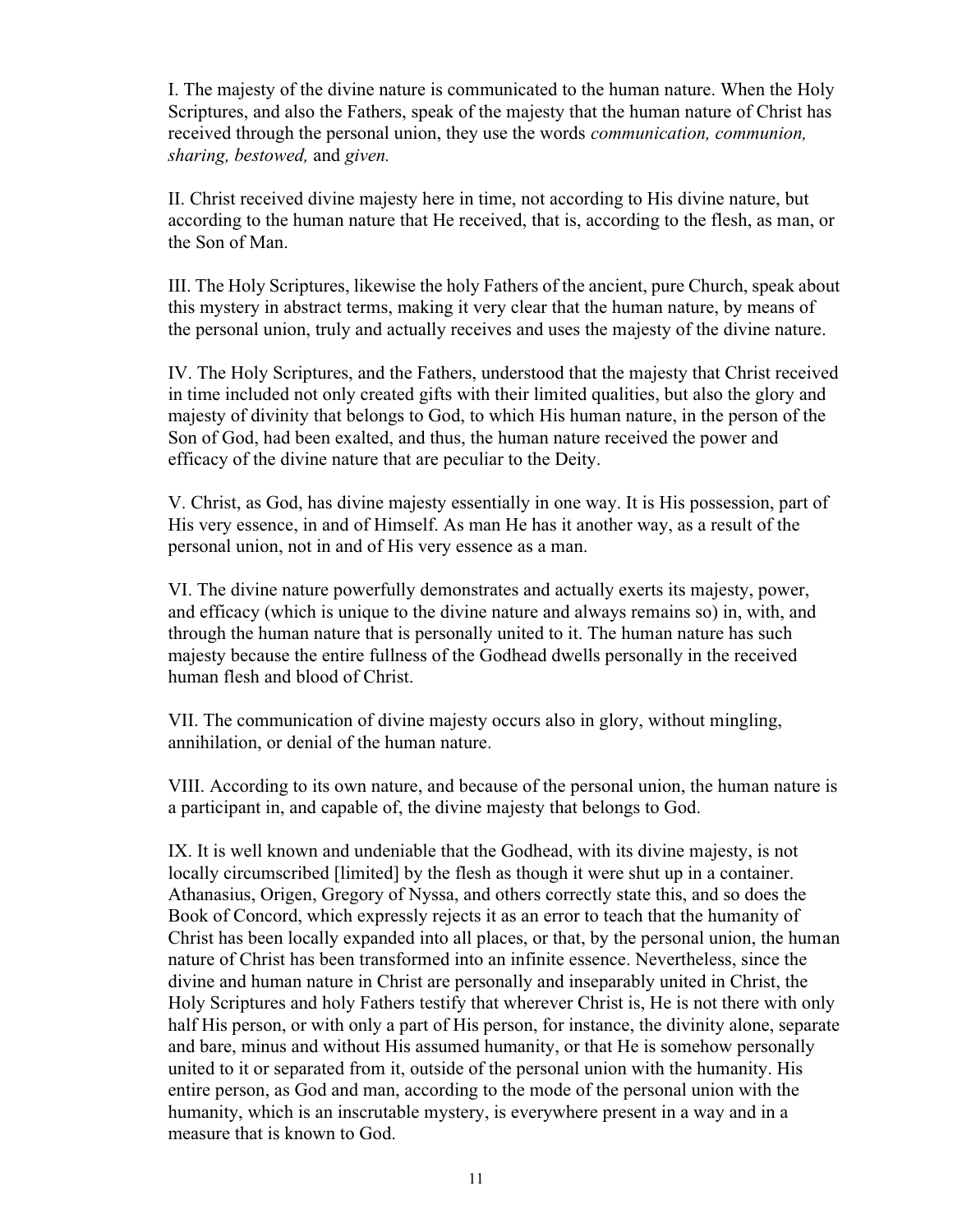I. The majesty of the divine nature is communicated to the human nature. When the Holy Scriptures, and also the Fathers, speak of the majesty that the human nature of Christ has received through the personal union, they use the words *communication, communion, sharing, bestowed,* and *given.*

II. Christ received divine majesty here in time, not according to His divine nature, but according to the human nature that He received, that is, according to the flesh, as man, or the Son of Man.

III. The Holy Scriptures, likewise the holy Fathers of the ancient, pure Church, speak about this mystery in abstract terms, making it very clear that the human nature, by means of the personal union, truly and actually receives and uses the majesty of the divine nature.

IV. The Holy Scriptures, and the Fathers, understood that the majesty that Christ received in time included not only created gifts with their limited qualities, but also the glory and majesty of divinity that belongs to God, to which His human nature, in the person of the Son of God, had been exalted, and thus, the human nature received the power and efficacy of the divine nature that are peculiar to the Deity.

V. Christ, as God, has divine majesty essentially in one way. It is His possession, part of His very essence, in and of Himself. As man He has it another way, as a result of the personal union, not in and of His very essence as a man.

VI. The divine nature powerfully demonstrates and actually exerts its majesty, power, and efficacy (which is unique to the divine nature and always remains so) in, with, and through the human nature that is personally united to it. The human nature has such majesty because the entire fullness of the Godhead dwells personally in the received human flesh and blood of Christ.

VII. The communication of divine majesty occurs also in glory, without mingling, annihilation, or denial of the human nature.

VIII. According to its own nature, and because of the personal union, the human nature is a participant in, and capable of, the divine majesty that belongs to God.

IX. It is well known and undeniable that the Godhead, with its divine majesty, is not locally circumscribed [limited] by the flesh as though it were shut up in a container. Athanasius, Origen, Gregory of Nyssa, and others correctly state this, and so does the Book of Concord, which expressly rejects it as an error to teach that the humanity of Christ has been locally expanded into all places, or that, by the personal union, the human nature of Christ has been transformed into an infinite essence. Nevertheless, since the divine and human nature in Christ are personally and inseparably united in Christ, the Holy Scriptures and holy Fathers testify that wherever Christ is, He is not there with only half His person, or with only a part of His person, for instance, the divinity alone, separate and bare, minus and without His assumed humanity, or that He is somehow personally united to it or separated from it, outside of the personal union with the humanity. His entire person, as God and man, according to the mode of the personal union with the humanity, which is an inscrutable mystery, is everywhere present in a way and in a measure that is known to God.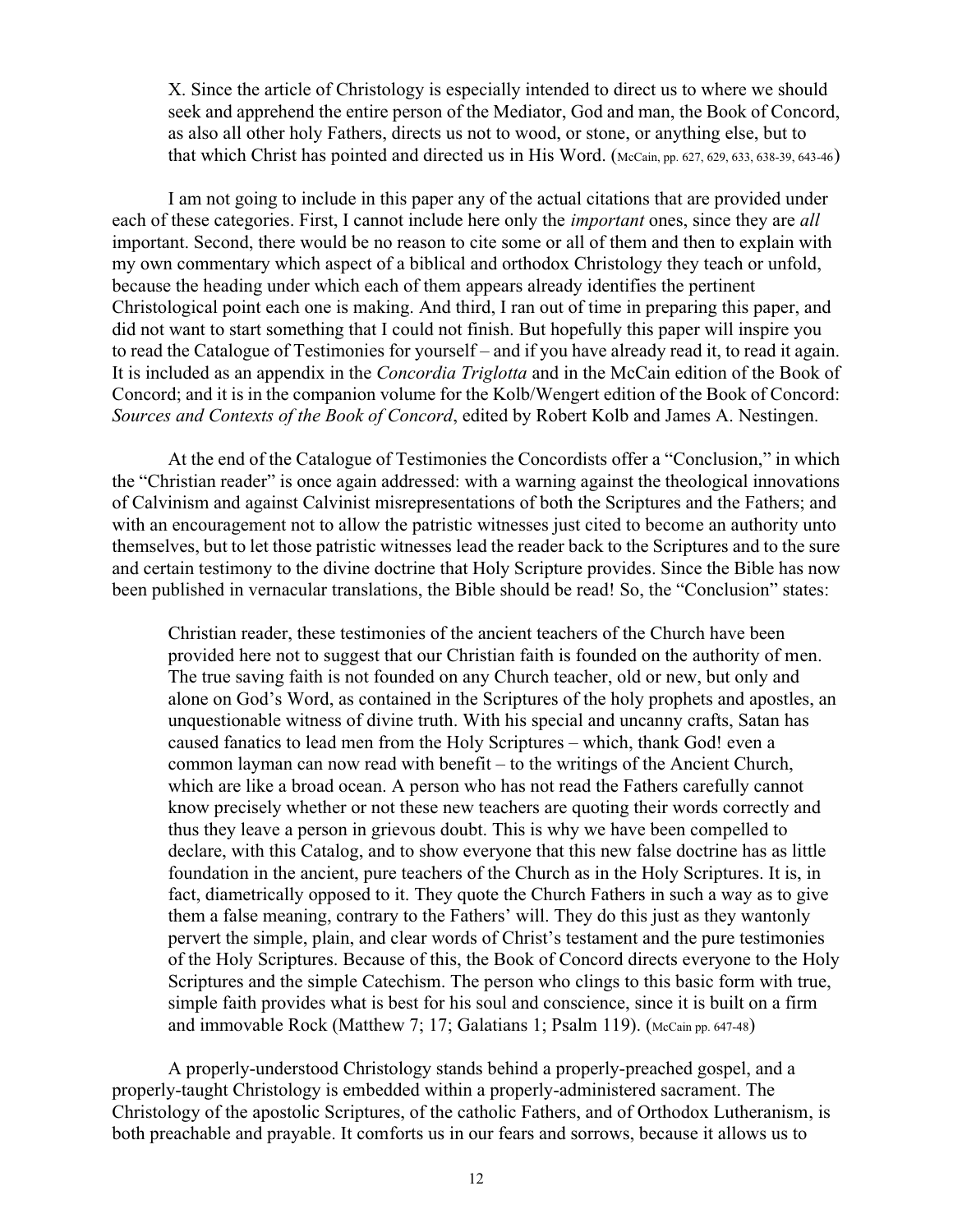> X. Since the article of Christology is especially intended to direct us to where we should seek and apprehend the entire person of the Mediator, God and man, the Book of Concord, as also all other holy Fathers, directs us not to wood, or stone, or anything else, but to that which Christ has pointed and directed us in His Word. (McCain, pp. 627, 629, 633, 638-39, 643-46)

I am not going to include in this paper any of the actual citations that are provided under each of these categories. First, I cannot include here only the *important* ones, since they are *all* important. Second, there would be no reason to cite some or all of them and then to explain with my own commentary which aspect of a biblical and orthodox Christology they teach or unfold, because the heading under which each of them appears already identifies the pertinent Christological point each one is making. And third, I ran out of time in preparing this paper, and did not want to start something that I could not finish. But hopefully this paper will inspire you to read the Catalogue of Testimonies for yourself – and if you have already read it, to read it again. It is included as an appendix in the *Concordia Triglotta* and in the McCain edition of the Book of Concord; and it is in the companion volume for the Kolb/Wengert edition of the Book of Concord: *Sources and Contexts of the Book of Concord*, edited by Robert Kolb and James A. Nestingen.

At the end of the Catalogue of Testimonies the Concordists offer a "Conclusion," in which the "Christian reader" is once again addressed: with a warning against the theological innovations of Calvinism and against Calvinist misrepresentations of both the Scriptures and the Fathers; and with an encouragement not to allow the patristic witnesses just cited to become an authority unto themselves, but to let those patristic witnesses lead the reader back to the Scriptures and to the sure and certain testimony to the divine doctrine that Holy Scripture provides. Since the Bible has now been published in vernacular translations, the Bible should be read! So, the "Conclusion" states:

> Christian reader, these testimonies of the ancient teachers of the Church have been provided here not to suggest that our Christian faith is founded on the authority of men. The true saving faith is not founded on any Church teacher, old or new, but only and alone on God's Word, as contained in the Scriptures of the holy prophets and apostles, an unquestionable witness of divine truth. With his special and uncanny crafts, Satan has caused fanatics to lead men from the Holy Scriptures – which, thank God! even a common layman can now read with benefit – to the writings of the Ancient Church, which are like a broad ocean. A person who has not read the Fathers carefully cannot know precisely whether or not these new teachers are quoting their words correctly and thus they leave a person in grievous doubt. This is why we have been compelled to declare, with this Catalog, and to show everyone that this new false doctrine has as little foundation in the ancient, pure teachers of the Church as in the Holy Scriptures. It is, in fact, diametrically opposed to it. They quote the Church Fathers in such a way as to give them a false meaning, contrary to the Fathers' will. They do this just as they wantonly pervert the simple, plain, and clear words of Christ's testament and the pure testimonies of the Holy Scriptures. Because of this, the Book of Concord directs everyone to the Holy Scriptures and the simple Catechism. The person who clings to this basic form with true, simple faith provides what is best for his soul and conscience, since it is built on a firm and immovable Rock (Matthew 7; 17; Galatians 1; Psalm 119). (McCain pp. 647-48)

A properly-understood Christology stands behind a properly-preached gospel, and a properly-taught Christology is embedded within a properly-administered sacrament. The Christology of the apostolic Scriptures, of the catholic Fathers, and of Orthodox Lutheranism, is both preachable and prayable. It comforts us in our fears and sorrows, because it allows us to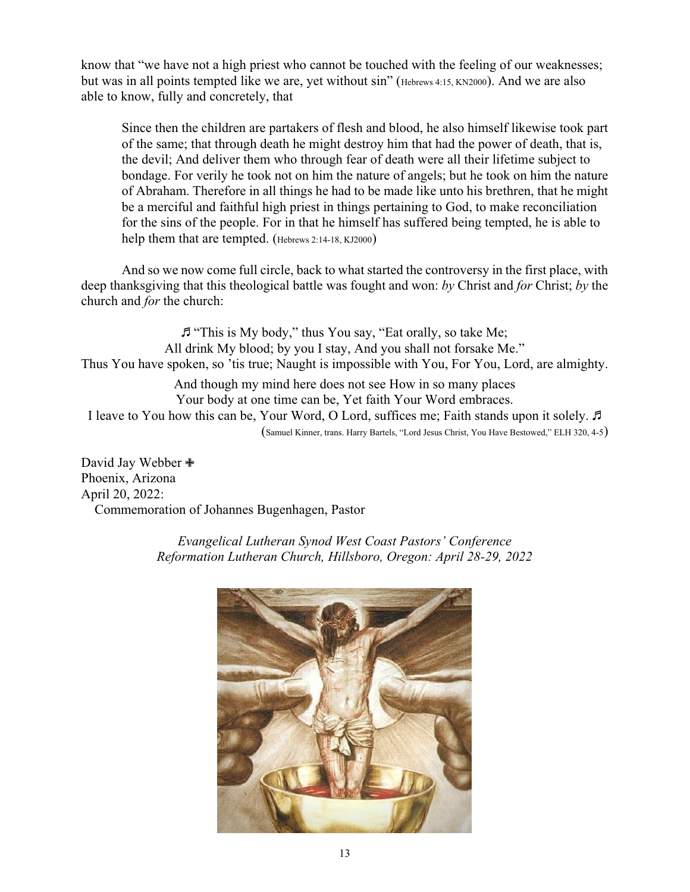know that "we have not a high priest who cannot be touched with the feeling of our weaknesses; but was in all points tempted like we are, yet without sin" (Hebrews 4:15, KN2000). And we are also able to know, fully and concretely, that

> Since then the children are partakers of flesh and blood, he also himself likewise took part of the same; that through death he might destroy him that had the power of death, that is, the devil; And deliver them who through fear of death were all their lifetime subject to bondage. For verily he took not on him the nature of angels; but he took on him the nature of Abraham. Therefore in all things he had to be made like unto his brethren, that he might be a merciful and faithful high priest in things pertaining to God, to make reconciliation for the sins of the people. For in that he himself has suffered being tempted, he is able to help them that are tempted. (Hebrews 2:14-18, KJ2000)

And so we now come full circle, back to what started the controversy in the first place, with deep thanksgiving that this theological battle was fought and won: *by* Christ and *for* Christ; *by* the church and *for* the church:

♬ "This is My body," thus You say, "Eat orally, so take Me;
All drink My blood; by you I stay, And you shall not forsake Me."
Thus You have spoken, so 'tis true; Naught is impossible with You, For You, Lord, are almighty.

And though my mind here does not see How in so many places
Your body at one time can be, Yet faith Your Word embraces.
I leave to You how this can be, Your Word, O Lord, suffices me; Faith stands upon it solely. ♬

(Samuel Kinner, trans. Harry Bartels, "Lord Jesus Christ, You Have Bestowed," ELH 320, 4-5)

David Jay Webber ✠
Phoenix, Arizona
April 20, 2022:
Commemoration of Johannes Bugenhagen, Pastor

*Evangelical Lutheran Synod West Coast Pastors' Conference*
*Reformation Lutheran Church, Hillsboro, Oregon: April 28-29, 2022*